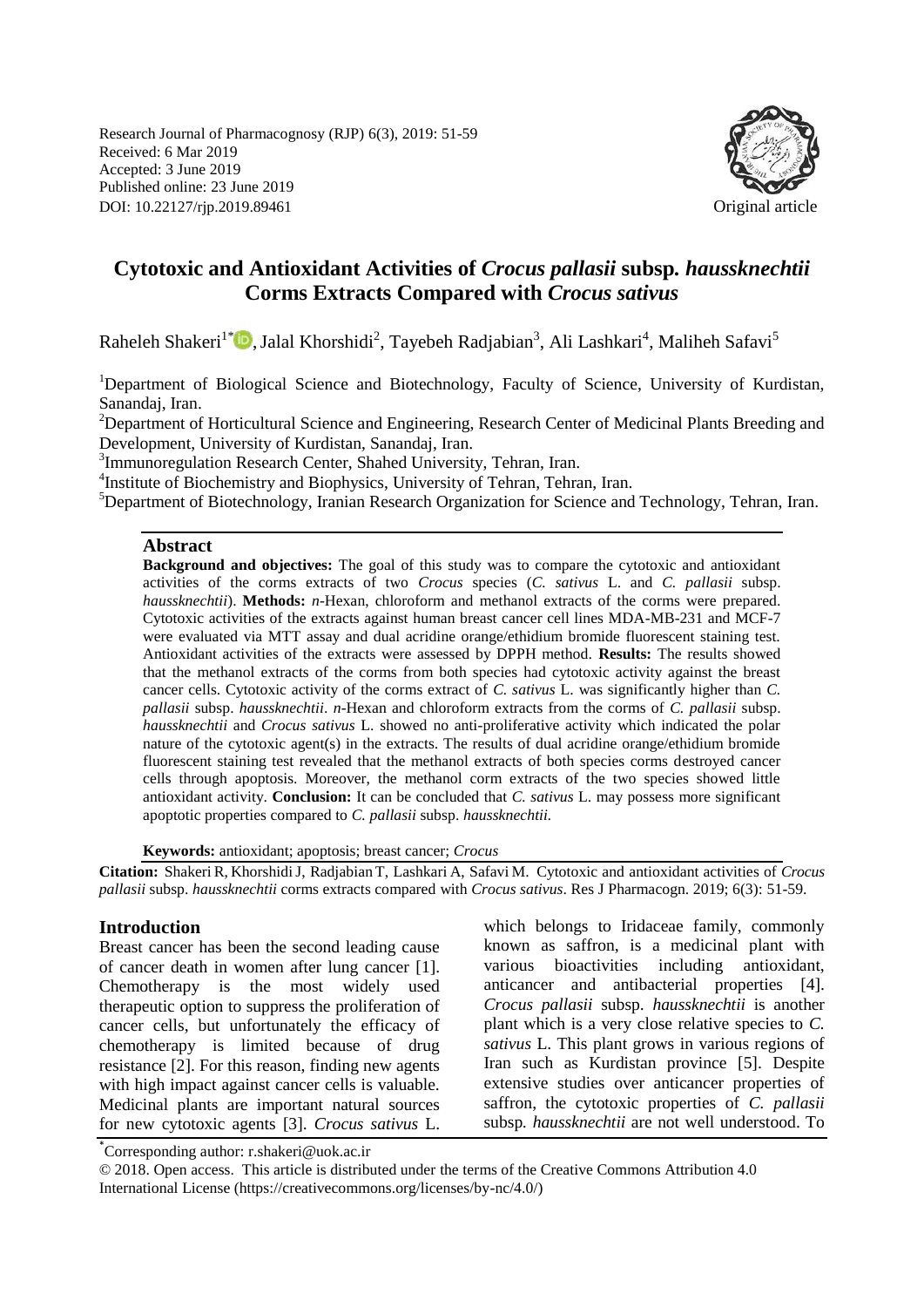Research Journal of Pharmacognosy (RJP) 6(3), 2019: 51-59
Received: 6 Mar 2019
Accepted: 3 June 2019
Published online: 23 June 2019
DOI: 10.22127/rjp.2019.89461

Original article

# Cytotoxic and Antioxidant Activities of *Crocus pallasii* subsp. *haussknechtii* Corms Extracts Compared with *Crocus sativus*

Raheleh Shakeri[1*], Jalal Khorshidi[2], Tayebeh Radjabian[3], Ali Lashkari[4], Maliheh Safavi[5]

[1]Department of Biological Science and Biotechnology, Faculty of Science, University of Kurdistan, Sanandaj, Iran.

[2]Department of Horticultural Science and Engineering, Research Center of Medicinal Plants Breeding and Development, University of Kurdistan, Sanandaj, Iran.

[3]Immunoregulation Research Center, Shahed University, Tehran, Iran.

[4]Institute of Biochemistry and Biophysics, University of Tehran, Tehran, Iran.

[5]Department of Biotechnology, Iranian Research Organization for Science and Technology, Tehran, Iran.

## Abstract

**Background and objectives:** The goal of this study was to compare the cytotoxic and antioxidant activities of the corms extracts of two *Crocus* species (*C. sativus* L. and *C. pallasii* subsp. *haussknechtii*). **Methods:** *n*-Hexan, chloroform and methanol extracts of the corms were prepared. Cytotoxic activities of the extracts against human breast cancer cell lines MDA-MB-231 and MCF-7 were evaluated via MTT assay and dual acridine orange/ethidium bromide fluorescent staining test. Antioxidant activities of the extracts were assessed by DPPH method. **Results:** The results showed that the methanol extracts of the corms from both species had cytotoxic activity against the breast cancer cells. Cytotoxic activity of the corms extract of *C. sativus* L. was significantly higher than *C. pallasii* subsp. *haussknechtii*. *n*-Hexan and chloroform extracts from the corms of *C. pallasii* subsp. *haussknechtii* and *Crocus sativus* L. showed no anti-proliferative activity which indicated the polar nature of the cytotoxic agent(s) in the extracts. The results of dual acridine orange/ethidium bromide fluorescent staining test revealed that the methanol extracts of both species corms destroyed cancer cells through apoptosis. Moreover, the methanol corm extracts of the two species showed little antioxidant activity. **Conclusion:** It can be concluded that *C. sativus* L. may possess more significant apoptotic properties compared to *C. pallasii* subsp. *haussknechtii.*

**Keywords:** antioxidant; apoptosis; breast cancer; *Crocus*

**Citation:** Shakeri R, Khorshidi J, Radjabian T, Lashkari A, Safavi M. Cytotoxic and antioxidant activities of *Crocus pallasii* subsp. *haussknechtii* corms extracts compared with *Crocus sativus*. Res J Pharmacogn. 2019; 6(3): 51-59.

## Introduction

Breast cancer has been the second leading cause of cancer death in women after lung cancer [1]. Chemotherapy is the most widely used therapeutic option to suppress the proliferation of cancer cells, but unfortunately the efficacy of chemotherapy is limited because of drug resistance [2]. For this reason, finding new agents with high impact against cancer cells is valuable. Medicinal plants are important natural sources for new cytotoxic agents [3]. *Crocus sativus* L. which belongs to Iridaceae family, commonly known as saffron, is a medicinal plant with various bioactivities including antioxidant, anticancer and antibacterial properties [4]. *Crocus pallasii* subsp. *haussknechtii* is another plant which is a very close relative species to *C. sativus* L. This plant grows in various regions of Iran such as Kurdistan province [5]. Despite extensive studies over anticancer properties of saffron, the cytotoxic properties of *C. pallasii* subsp. *haussknechtii* are not well understood. To

[*]Corresponding author: r.shakeri@uok.ac.ir

© 2018. Open access. This article is distributed under the terms of the Creative Commons Attribution 4.0 International License (https://creativecommons.org/licenses/by-nc/4.0/)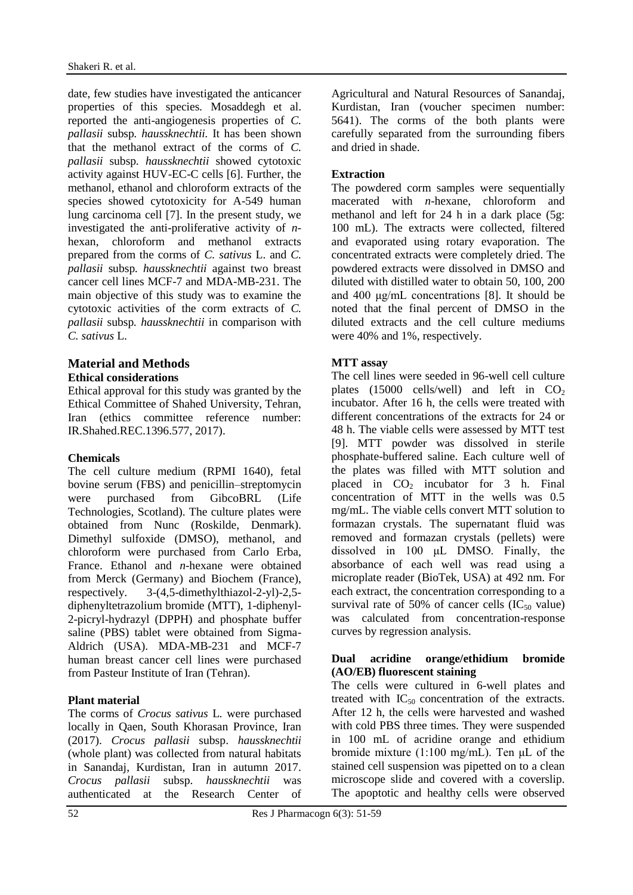date, few studies have investigated the anticancer properties of this species. Mosaddegh et al. reported the anti-angiogenesis properties of *C. pallasii* subsp. *haussknechtii*. It has been shown that the methanol extract of the corms of *C. pallasii* subsp. *haussknechtii* showed cytotoxic activity against HUV-EC-C cells [6]. Further, the methanol, ethanol and chloroform extracts of the species showed cytotoxicity for A-549 human lung carcinoma cell [7]. In the present study, we investigated the anti-proliferative activity of *n*-hexan, chloroform and methanol extracts prepared from the corms of *C. sativus* L. and *C. pallasii* subsp. *haussknechtii* against two breast cancer cell lines MCF-7 and MDA-MB-231. The main objective of this study was to examine the cytotoxic activities of the corm extracts of *C. pallasii* subsp. *haussknechtii* in comparison with *C. sativus* L.

## Material and Methods

### Ethical considerations

Ethical approval for this study was granted by the Ethical Committee of Shahed University, Tehran, Iran (ethics committee reference number: IR.Shahed.REC.1396.577, 2017).

### Chemicals

The cell culture medium (RPMI 1640), fetal bovine serum (FBS) and penicillin–streptomycin were purchased from GibcoBRL (Life Technologies, Scotland). The culture plates were obtained from Nunc (Roskilde, Denmark). Dimethyl sulfoxide (DMSO), methanol, and chloroform were purchased from Carlo Erba, France. Ethanol and *n*-hexane were obtained from Merck (Germany) and Biochem (France), respectively. 3-(4,5-dimethylthiazol-2-yl)-2,5-diphenyltetrazolium bromide (MTT), 1-diphenyl-2-picryl-hydrazyl (DPPH) and phosphate buffer saline (PBS) tablet were obtained from Sigma-Aldrich (USA). MDA-MB-231 and MCF-7 human breast cancer cell lines were purchased from Pasteur Institute of Iran (Tehran).

### Plant material

The corms of *Crocus sativus* L. were purchased locally in Qaen, South Khorasan Province, Iran (2017). *Crocus pallasii* subsp. *haussknechtii* (whole plant) was collected from natural habitats in Sanandaj, Kurdistan, Iran in autumn 2017. *Crocus pallasii* subsp. *haussknechtii* was authenticated at the Research Center of Agricultural and Natural Resources of Sanandaj, Kurdistan, Iran (voucher specimen number: 5641). The corms of the both plants were carefully separated from the surrounding fibers and dried in shade.

### Extraction

The powdered corm samples were sequentially macerated with *n*-hexane, chloroform and methanol and left for 24 h in a dark place (5g: 100 mL). The extracts were collected, filtered and evaporated using rotary evaporation. The concentrated extracts were completely dried. The powdered extracts were dissolved in DMSO and diluted with distilled water to obtain 50, 100, 200 and 400 μg/mL concentrations [8]. It should be noted that the final percent of DMSO in the diluted extracts and the cell culture mediums were 40% and 1%, respectively.

### MTT assay

The cell lines were seeded in 96-well cell culture plates (15000 cells/well) and left in $CO_2$ incubator. After 16 h, the cells were treated with different concentrations of the extracts for 24 or 48 h. The viable cells were assessed by MTT test [9]. MTT powder was dissolved in sterile phosphate-buffered saline. Each culture well of the plates was filled with MTT solution and placed in $CO_2$ incubator for 3 h. Final concentration of MTT in the wells was 0.5 mg/mL. The viable cells convert MTT solution to formazan crystals. The supernatant fluid was removed and formazan crystals (pellets) were dissolved in 100 μL DMSO. Finally, the absorbance of each well was read using a microplate reader (BioTek, USA) at 492 nm. For each extract, the concentration corresponding to a survival rate of 50% of cancer cells ($IC_{50}$ value) was calculated from concentration-response curves by regression analysis.

### Dual acridine orange/ethidium bromide (AO/EB) fluorescent staining

The cells were cultured in 6-well plates and treated with $IC_{50}$ concentration of the extracts. After 12 h, the cells were harvested and washed with cold PBS three times. They were suspended in 100 mL of acridine orange and ethidium bromide mixture (1:100 mg/mL). Ten μL of the stained cell suspension was pipetted on to a clean microscope slide and covered with a coverslip. The apoptotic and healthy cells were observed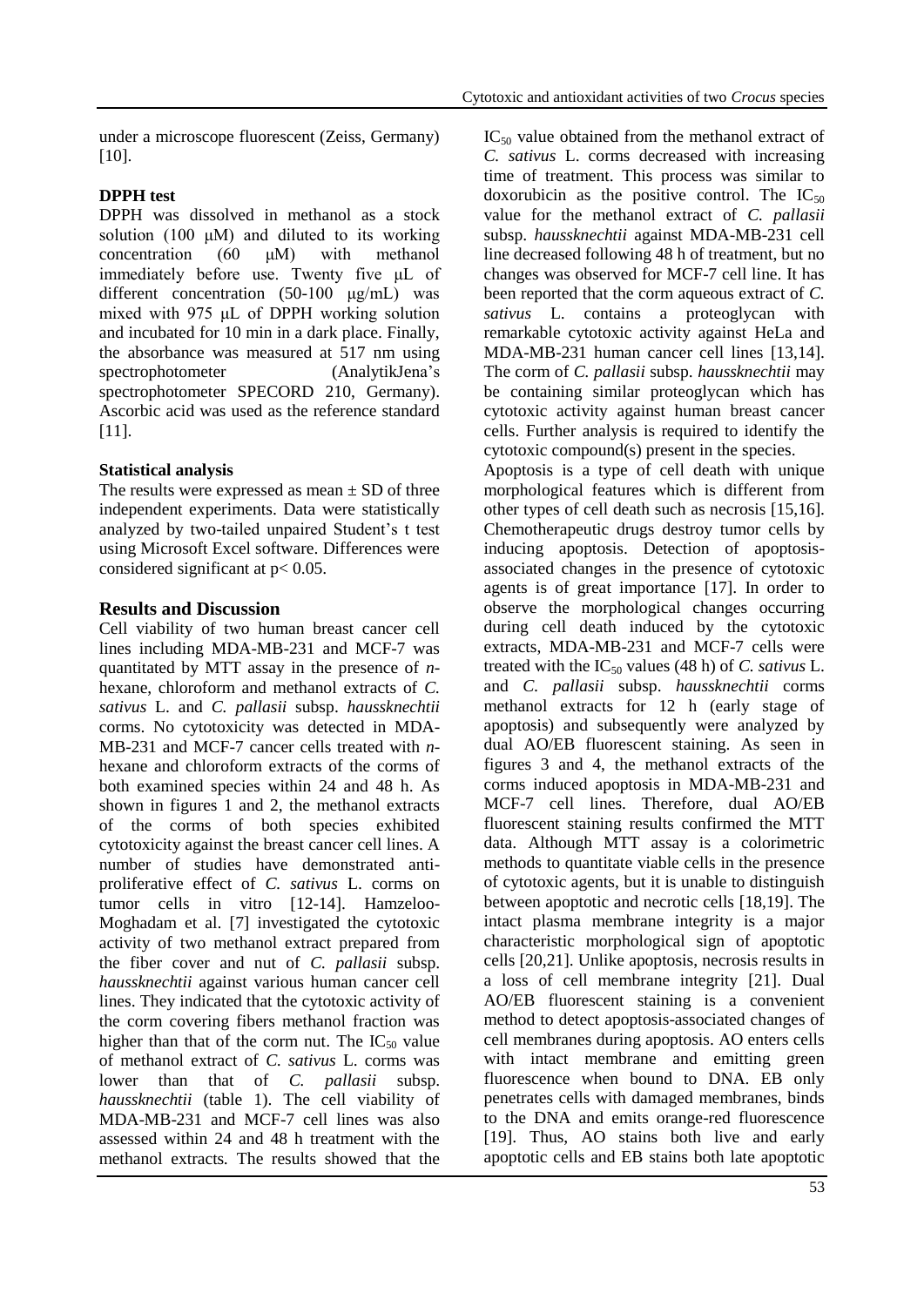under a microscope fluorescent (Zeiss, Germany) [10].

### DPPH test

DPPH was dissolved in methanol as a stock solution (100 μM) and diluted to its working concentration (60 μM) with methanol immediately before use. Twenty five μL of different concentration (50-100 μg/mL) was mixed with 975 μL of DPPH working solution and incubated for 10 min in a dark place. Finally, the absorbance was measured at 517 nm using spectrophotometer (AnalytikJena's spectrophotometer SPECORD 210, Germany). Ascorbic acid was used as the reference standard [11].

### Statistical analysis

The results were expressed as mean ± SD of three independent experiments. Data were statistically analyzed by two-tailed unpaired Student's t test using Microsoft Excel software. Differences were considered significant at $p < 0.05$.

## Results and Discussion

Cell viability of two human breast cancer cell lines including MDA-MB-231 and MCF-7 was quantitated by MTT assay in the presence of *n*-hexane, chloroform and methanol extracts of *C. sativus* L. and *C. pallasii* subsp. *haussknechtii* corms. No cytotoxicity was detected in MDA-MB-231 and MCF-7 cancer cells treated with *n*-hexane and chloroform extracts of the corms of both examined species within 24 and 48 h. As shown in figures 1 and 2, the methanol extracts of the corms of both species exhibited cytotoxicity against the breast cancer cell lines. A number of studies have demonstrated anti-proliferative effect of *C. sativus* L. corms on tumor cells in vitro [12-14]. Hamzeloo-Moghadam et al. [7] investigated the cytotoxic activity of two methanol extract prepared from the fiber cover and nut of *C. pallasii* subsp. *haussknechtii* against various human cancer cell lines. They indicated that the cytotoxic activity of the corm covering fibers methanol fraction was higher than that of the corm nut. The $IC_{50}$ value of methanol extract of *C. sativus* L. corms was lower than that of *C. pallasii* subsp. *haussknechtii* (table 1). The cell viability of MDA-MB-231 and MCF-7 cell lines was also assessed within 24 and 48 h treatment with the methanol extracts. The results showed that the $IC_{50}$ value obtained from the methanol extract of *C. sativus* L. corms decreased with increasing time of treatment. This process was similar to doxorubicin as the positive control. The $IC_{50}$ value for the methanol extract of *C. pallasii* subsp. *haussknechtii* against MDA-MB-231 cell line decreased following 48 h of treatment, but no changes was observed for MCF-7 cell line. It has been reported that the corm aqueous extract of *C. sativus* L. contains a proteoglycan with remarkable cytotoxic activity against HeLa and MDA-MB-231 human cancer cell lines [13,14]. The corm of *C. pallasii* subsp. *haussknechtii* may be containing similar proteoglycan which has cytotoxic activity against human breast cancer cells. Further analysis is required to identify the cytotoxic compound(s) present in the species.

Apoptosis is a type of cell death with unique morphological features which is different from other types of cell death such as necrosis [15,16]. Chemotherapeutic drugs destroy tumor cells by inducing apoptosis. Detection of apoptosis-associated changes in the presence of cytotoxic agents is of great importance [17]. In order to observe the morphological changes occurring during cell death induced by the cytotoxic extracts, MDA-MB-231 and MCF-7 cells were treated with the $IC_{50}$ values (48 h) of *C. sativus* L. and *C. pallasii* subsp. *haussknechtii* corms methanol extracts for 12 h (early stage of apoptosis) and subsequently were analyzed by dual AO/EB fluorescent staining. As seen in figures 3 and 4, the methanol extracts of the corms induced apoptosis in MDA-MB-231 and MCF-7 cell lines. Therefore, dual AO/EB fluorescent staining results confirmed the MTT data. Although MTT assay is a colorimetric methods to quantitate viable cells in the presence of cytotoxic agents, but it is unable to distinguish between apoptotic and necrotic cells [18,19]. The intact plasma membrane integrity is a major characteristic morphological sign of apoptotic cells [20,21]. Unlike apoptosis, necrosis results in a loss of cell membrane integrity [21]. Dual AO/EB fluorescent staining is a convenient method to detect apoptosis-associated changes of cell membranes during apoptosis. AO enters cells with intact membrane and emitting green fluorescence when bound to DNA. EB only penetrates cells with damaged membranes, binds to the DNA and emits orange-red fluorescence [19]. Thus, AO stains both live and early apoptotic cells and EB stains both late apoptotic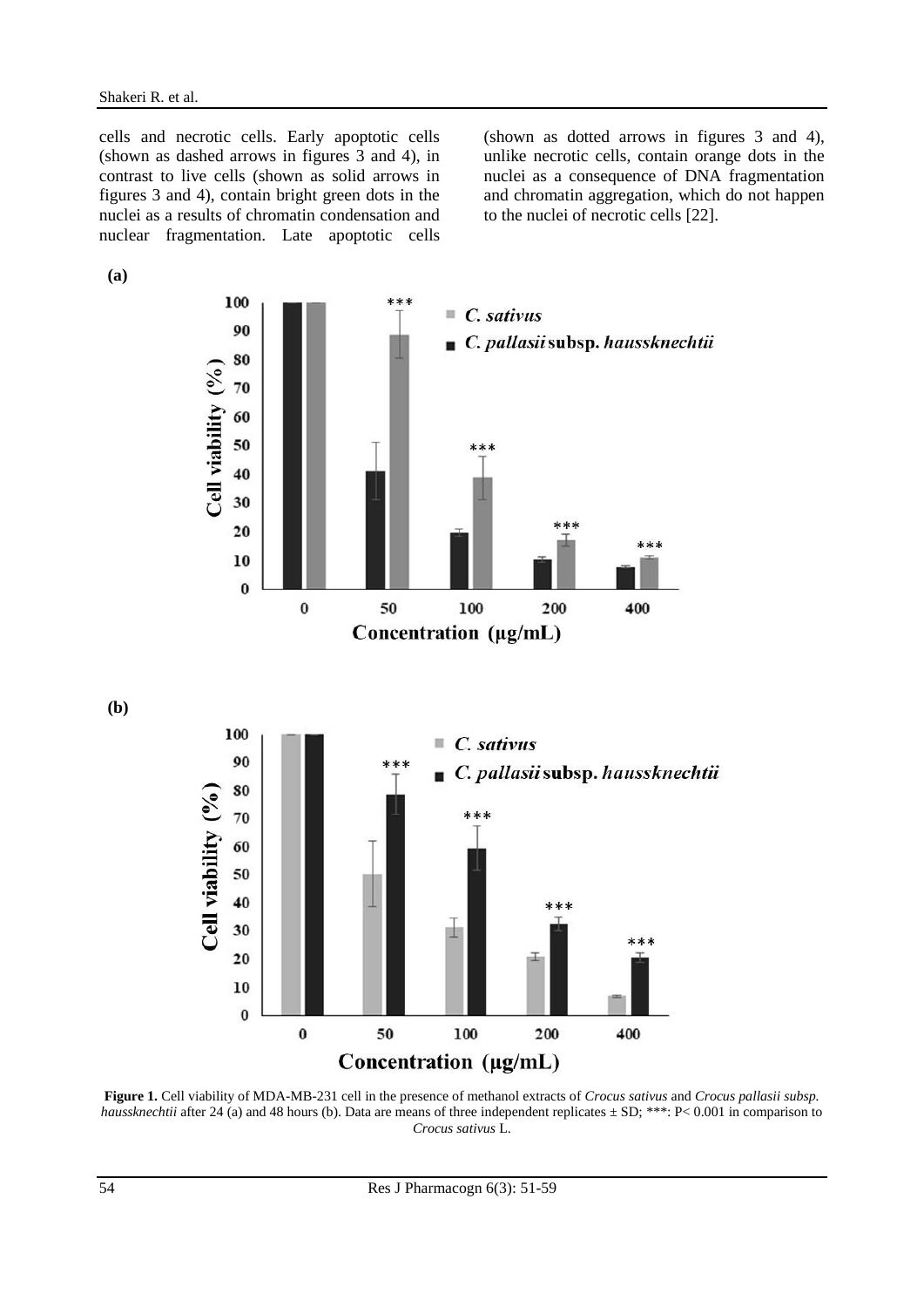cells and necrotic cells. Early apoptotic cells (shown as dashed arrows in figures 3 and 4), in contrast to live cells (shown as solid arrows in figures 3 and 4), contain bright green dots in the nuclei as a results of chromatin condensation and nuclear fragmentation. Late apoptotic cells (shown as dotted arrows in figures 3 and 4), unlike necrotic cells, contain orange dots in the nuclei as a consequence of DNA fragmentation and chromatin aggregation, which do not happen to the nuclei of necrotic cells [22].

**Figure 1.** Cell viability of MDA-MB-231 cell in the presence of methanol extracts of *Crocus sativus* and *Crocus pallasii subsp. haussknechtii* after 24 (a) and 48 hours (b). Data are means of three independent replicates ± SD; ***: P< 0.001 in comparison to *Crocus sativus* L.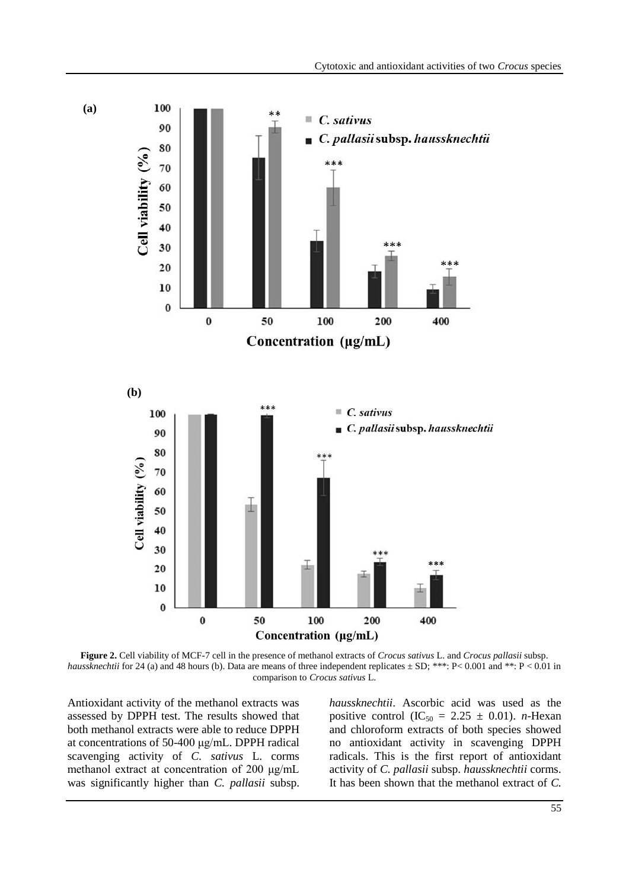**Figure 2.** Cell viability of MCF-7 cell in the presence of methanol extracts of *Crocus sativus* L. and *Crocus pallasii* subsp. *haussknechtii* for 24 (a) and 48 hours (b). Data are means of three independent replicates ± SD; ***: P< 0.001 and **: P < 0.01 in comparison to *Crocus sativus* L.

Antioxidant activity of the methanol extracts was assessed by DPPH test. The results showed that both methanol extracts were able to reduce DPPH at concentrations of 50-400 μg/mL. DPPH radical scavenging activity of *C. sativus* L. corms methanol extract at concentration of 200 μg/mL was significantly higher than *C. pallasii* subsp. *haussknechtii*. Ascorbic acid was used as the positive control ($IC_{50}$ = 2.25 ± 0.01). *n*-Hexan and chloroform extracts of both species showed no antioxidant activity in scavenging DPPH radicals. This is the first report of antioxidant activity of *C. pallasii* subsp. *haussknechtii* corms. It has been shown that the methanol extract of *C.*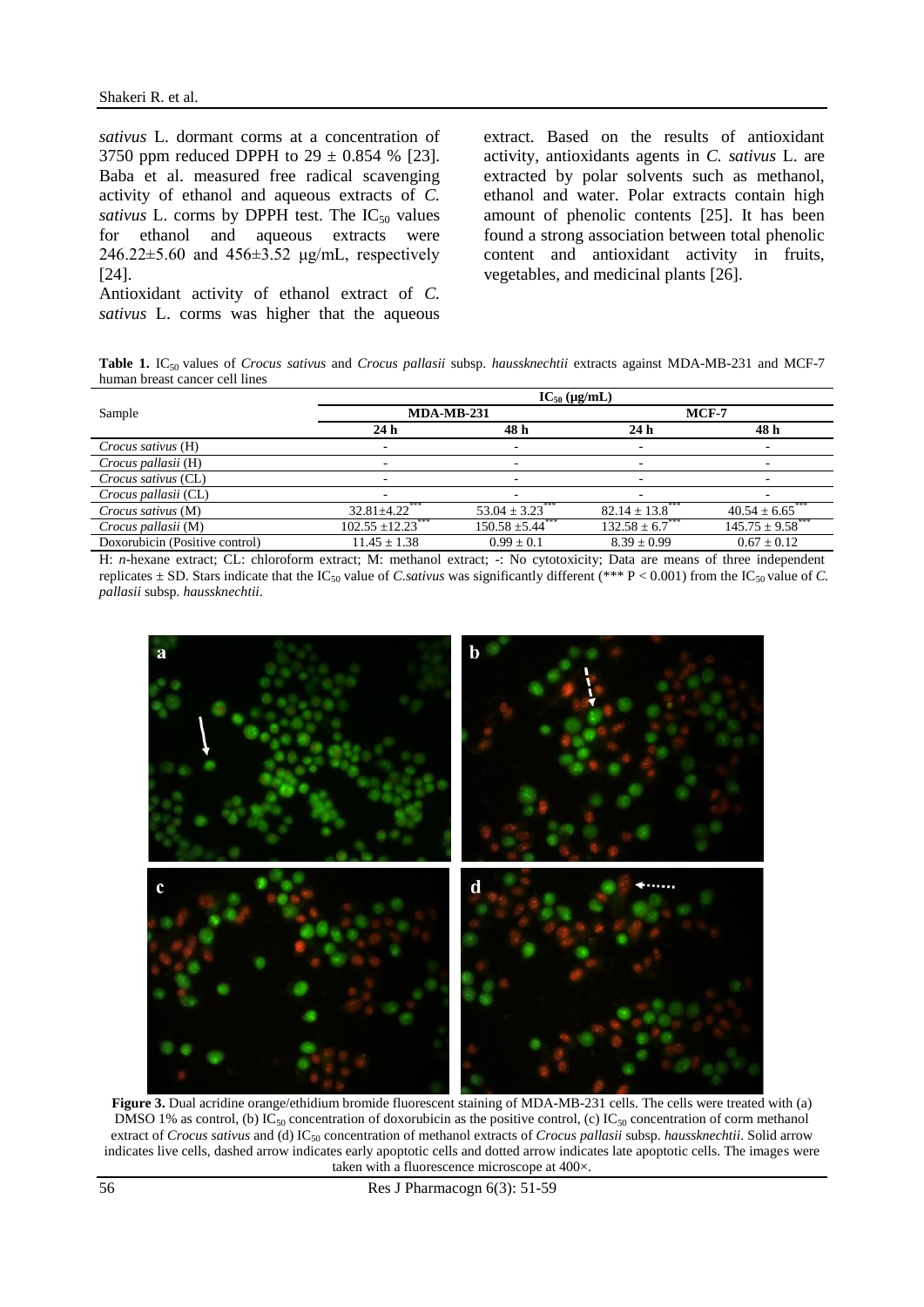*sativus* L. dormant corms at a concentration of 3750 ppm reduced DPPH to 29 ± 0.854 % [23]. Baba et al. measured free radical scavenging activity of ethanol and aqueous extracts of *C. sativus* L. corms by DPPH test. The $IC_{50}$ values for ethanol and aqueous extracts were 246.22±5.60 and 456±3.52 μg/mL, respectively [24].

Antioxidant activity of ethanol extract of *C. sativus* L. corms was higher that the aqueous extract. Based on the results of antioxidant activity, antioxidants agents in *C. sativus* L. are extracted by polar solvents such as methanol, ethanol and water. Polar extracts contain high amount of phenolic contents [25]. It has been found a strong association between total phenolic content and antioxidant activity in fruits, vegetables, and medicinal plants [26].

**Table 1.** $IC_{50}$ values of *Crocus sativus* and *Crocus pallasii* subsp. *haussknechtii* extracts against MDA-MB-231 and MCF-7 human breast cancer cell lines

| Sample | $IC_{50}$ (μg/mL) | | | |
|---|---|---|---|---|
| | **MDA-MB-231** | | **MCF-7** | |
| | **24 h** | **48 h** | **24 h** | **48 h** |
| *Crocus sativus* (H) | - | - | - | - |
| *Crocus pallasii* (H) | - | - | - | - |
| *Crocus sativus* (CL) | - | - | - | - |
| *Crocus pallasii* (CL) | - | - | - | - |
| *Crocus sativus* (M) | 32.81±4.22*** | 53.04 ± 3.23*** | 82.14 ± 13.8*** | 40.54 ± 6.65*** |
| *Crocus pallasii* (M) | 102.55 ±12.23*** | 150.58 ±5.44*** | 132.58 ± 6.7*** | 145.75 ± 9.58*** |
| Doxorubicin (Positive control) | 11.45 ± 1.38 | 0.99 ± 0.1 | 8.39 ± 0.99 | 0.67 ± 0.12 |

H: *n*-hexane extract; CL: chloroform extract; M: methanol extract; -: No cytotoxicity; Data are means of three independent replicates ± SD. Stars indicate that the $IC_{50}$ value of *C.sativus* was significantly different (*** P < 0.001) from the $IC_{50}$ value of *C. pallasii* subsp. *haussknechtii*.

**Figure 3.** Dual acridine orange/ethidium bromide fluorescent staining of MDA-MB-231 cells. The cells were treated with (a) DMSO 1% as control, (b) $IC_{50}$ concentration of doxorubicin as the positive control, (c) $IC_{50}$ concentration of corm methanol extract of *Crocus sativus* and (d) $IC_{50}$ concentration of methanol extracts of *Crocus pallasii* subsp. *haussknechtii*. Solid arrow indicates live cells, dashed arrow indicates early apoptotic cells and dotted arrow indicates late apoptotic cells. The images were taken with a fluorescence microscope at 400×.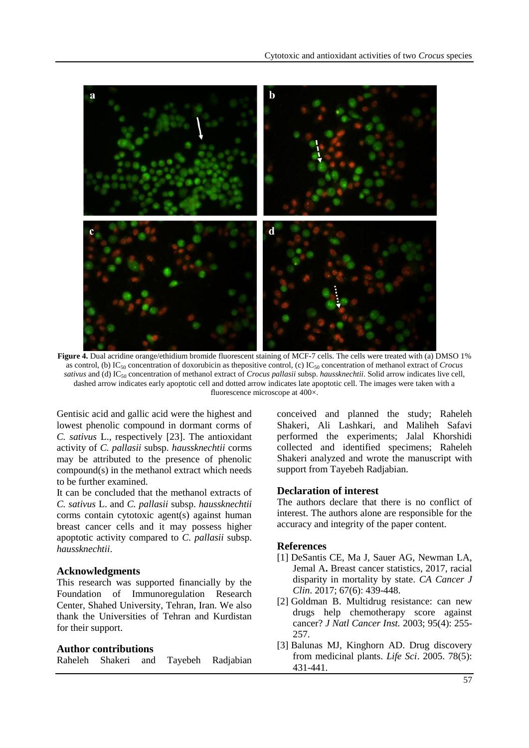**Figure 4.** Dual acridine orange/ethidium bromide fluorescent staining of MCF-7 cells. The cells were treated with (a) DMSO 1% as control, (b) $IC_{50}$ concentration of doxorubicin as thepositive control, (c) $IC_{50}$ concentration of methanol extract of *Crocus sativus* and (d) $IC_{50}$ concentration of methanol extract of *Crocus pallasii* subsp. *haussknechtii*. Solid arrow indicates live cell, dashed arrow indicates early apoptotic cell and dotted arrow indicates late apoptotic cell. The images were taken with a fluorescence microscope at 400×.

Gentisic acid and gallic acid were the highest and lowest phenolic compound in dormant corms of *C. sativus* L., respectively [23]. The antioxidant activity of *C. pallasii* subsp. *haussknechtii* corms may be attributed to the presence of phenolic compound(s) in the methanol extract which needs to be further examined.

It can be concluded that the methanol extracts of *C. sativus* L. and *C. pallasii* subsp. *haussknechtii* corms contain cytotoxic agent(s) against human breast cancer cells and it may possess higher apoptotic activity compared to *C. pallasii* subsp. *haussknechtii*.

## Acknowledgments

This research was supported financially by the Foundation of Immunoregulation Research Center, Shahed University, Tehran, Iran. We also thank the Universities of Tehran and Kurdistan for their support.

## Author contributions

Raheleh Shakeri and Tayebeh Radjabian conceived and planned the study; Raheleh Shakeri, Ali Lashkari, and Maliheh Safavi performed the experiments; Jalal Khorshidi collected and identified specimens; Raheleh Shakeri analyzed and wrote the manuscript with support from Tayebeh Radjabian.

## Declaration of interest

The authors declare that there is no conflict of interest. The authors alone are responsible for the accuracy and integrity of the paper content.

## References

[1] DeSantis CE, Ma J, Sauer AG, Newman LA, Jemal A. Breast cancer statistics, 2017, racial disparity in mortality by state. *CA Cancer J Clin*. 2017; 67(6): 439-448.

[2] Goldman B. Multidrug resistance: can new drugs help chemotherapy score against cancer? *J Natl Cancer Inst.* 2003; 95(4): 255-257.

[3] Balunas MJ, Kinghorn AD. Drug discovery from medicinal plants. *Life Sci*. 2005. 78(5): 431-441.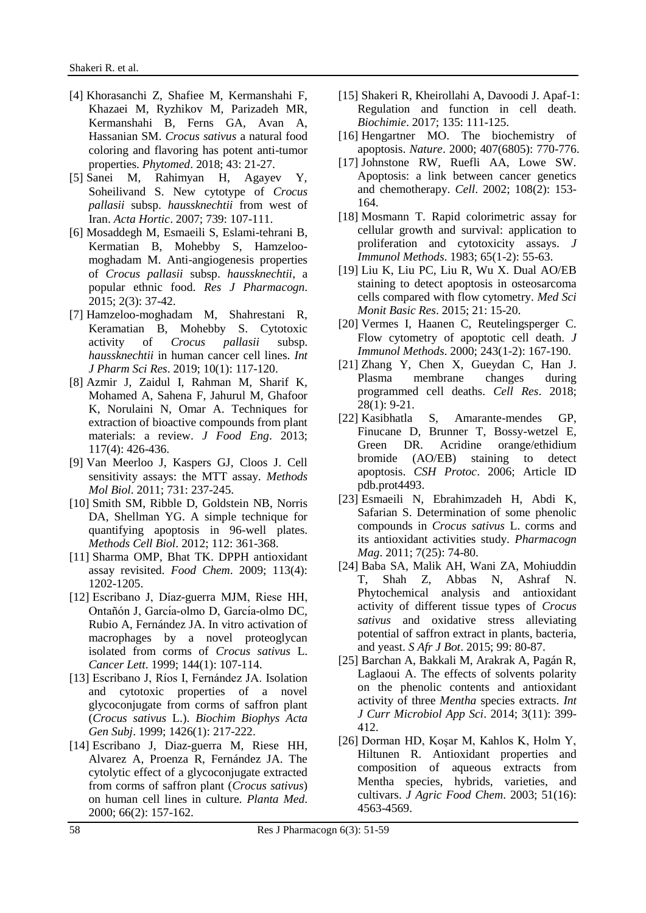[4] Khorasanchi Z, Shafiee M, Kermanshahi F, Khazaei M, Ryzhikov M, Parizadeh MR, Kermanshahi B, Ferns GA, Avan A, Hassanian SM. *Crocus sativus* a natural food coloring and flavoring has potent anti-tumor properties. *Phytomed*. 2018; 43: 21-27.

[5] Sanei M, Rahimyan H, Agayev Y, Soheilivand S. New cytotype of *Crocus pallasii* subsp. *haussknechtii* from west of Iran. *Acta Hortic*. 2007; 739: 107-111.

[6] Mosaddegh M, Esmaeili S, Eslami-tehrani B, Kermatian B, Mohebby S, Hamzeloo-moghadam M. Anti-angiogenesis properties of *Crocus pallasii* subsp. *haussknechtii*, a popular ethnic food. *Res J Pharmacogn*. 2015; 2(3): 37-42.

[7] Hamzeloo-moghadam M, Shahrestani R, Keramatian B, Mohebby S. Cytotoxic activity of *Crocus pallasii* subsp. *haussknechtii* in human cancer cell lines. *Int J Pharm Sci Res*. 2019; 10(1): 117-120.

[8] Azmir J, Zaidul I, Rahman M, Sharif K, Mohamed A, Sahena F, Jahurul M, Ghafoor K, Norulaini N, Omar A. Techniques for extraction of bioactive compounds from plant materials: a review. *J Food Eng*. 2013; 117(4): 426-436.

[9] Van Meerloo J, Kaspers GJ, Cloos J. Cell sensitivity assays: the MTT assay. *Methods Mol Biol*. 2011; 731: 237-245.

[10] Smith SM, Ribble D, Goldstein NB, Norris DA, Shellman YG. A simple technique for quantifying apoptosis in 96-well plates. *Methods Cell Biol*. 2012; 112: 361-368.

[11] Sharma OMP, Bhat TK. DPPH antioxidant assay revisited. *Food Chem*. 2009; 113(4): 1202-1205.

[12] Escribano J, Díaz-guerra MJM, Riese HH, Ontañón J, García-olmo D, García-olmo DC, Rubio A, Fernández JA. In vitro activation of macrophages by a novel proteoglycan isolated from corms of *Crocus sativus* L. *Cancer Lett*. 1999; 144(1): 107-114.

[13] Escribano J, Ríos I, Fernández JA. Isolation and cytotoxic properties of a novel glycoconjugate from corms of saffron plant (*Crocus sativus* L.). *Biochim Biophys Acta Gen Subj*. 1999; 1426(1): 217-222.

[14] Escribano J, Diaz-guerra M, Riese HH, Alvarez A, Proenza R, Fernández JA. The cytolytic effect of a glycoconjugate extracted from corms of saffron plant (*Crocus sativus*) on human cell lines in culture. *Planta Med*. 2000; 66(2): 157-162.

[15] Shakeri R, Kheirollahi A, Davoodi J. Apaf-1: Regulation and function in cell death. *Biochimie*. 2017; 135: 111-125.

[16] Hengartner MO. The biochemistry of apoptosis. *Nature*. 2000; 407(6805): 770-776.

[17] Johnstone RW, Ruefli AA, Lowe SW. Apoptosis: a link between cancer genetics and chemotherapy. *Cell*. 2002; 108(2): 153-164.

[18] Mosmann T. Rapid colorimetric assay for cellular growth and survival: application to proliferation and cytotoxicity assays. *J Immunol Methods*. 1983; 65(1-2): 55-63.

[19] Liu K, Liu PC, Liu R, Wu X. Dual AO/EB staining to detect apoptosis in osteosarcoma cells compared with flow cytometry. *Med Sci Monit Basic Res*. 2015; 21: 15-20.

[20] Vermes I, Haanen C, Reutelingsperger C. Flow cytometry of apoptotic cell death. *J Immunol Methods*. 2000; 243(1-2): 167-190.

[21] Zhang Y, Chen X, Gueydan C, Han J. Plasma membrane changes during programmed cell deaths. *Cell Res*. 2018; 28(1): 9-21.

[22] Kasibhatla S, Amarante-mendes GP, Finucane D, Brunner T, Bossy-wetzel E, Green DR. Acridine orange/ethidium bromide (AO/EB) staining to detect apoptosis. *CSH Protoc*. 2006; Article ID pdb.prot4493.

[23] Esmaeili N, Ebrahimzadeh H, Abdi K, Safarian S. Determination of some phenolic compounds in *Crocus sativus* L. corms and its antioxidant activities study. *Pharmacogn Mag*. 2011; 7(25): 74-80.

[24] Baba SA, Malik AH, Wani ZA, Mohiuddin T, Shah Z, Abbas N, Ashraf N. Phytochemical analysis and antioxidant activity of different tissue types of *Crocus sativus* and oxidative stress alleviating potential of saffron extract in plants, bacteria, and yeast. *S Afr J Bot*. 2015; 99: 80-87.

[25] Barchan A, Bakkali M, Arakrak A, Pagán R, Laglaoui A. The effects of solvents polarity on the phenolic contents and antioxidant activity of three *Mentha* species extracts. *Int J Curr Microbiol App Sci*. 2014; 3(11): 399-412.

[26] Dorman HD, Koşar M, Kahlos K, Holm Y, Hiltunen R. Antioxidant properties and composition of aqueous extracts from Mentha species, hybrids, varieties, and cultivars. *J Agric Food Chem*. 2003; 51(16): 4563-4569.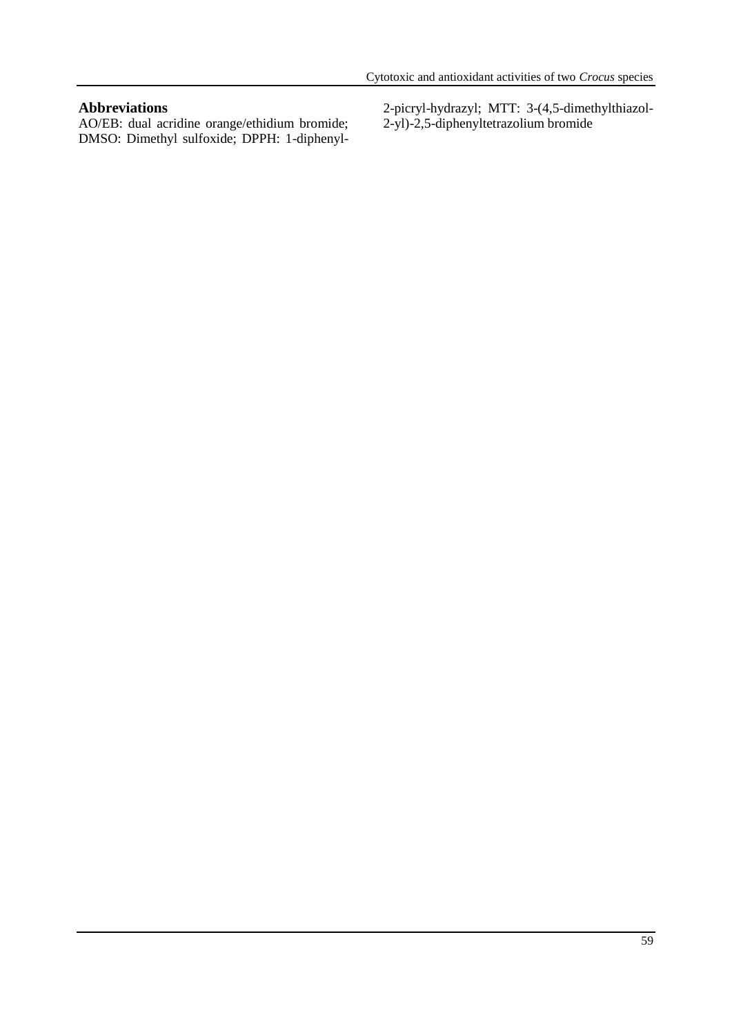## Abbreviations

AO/EB: dual acridine orange/ethidium bromide; DMSO: Dimethyl sulfoxide; DPPH: 1-diphenyl-2-picryl-hydrazyl; MTT: 3-(4,5-dimethylthiazol-2-yl)-2,5-diphenyltetrazolium bromide